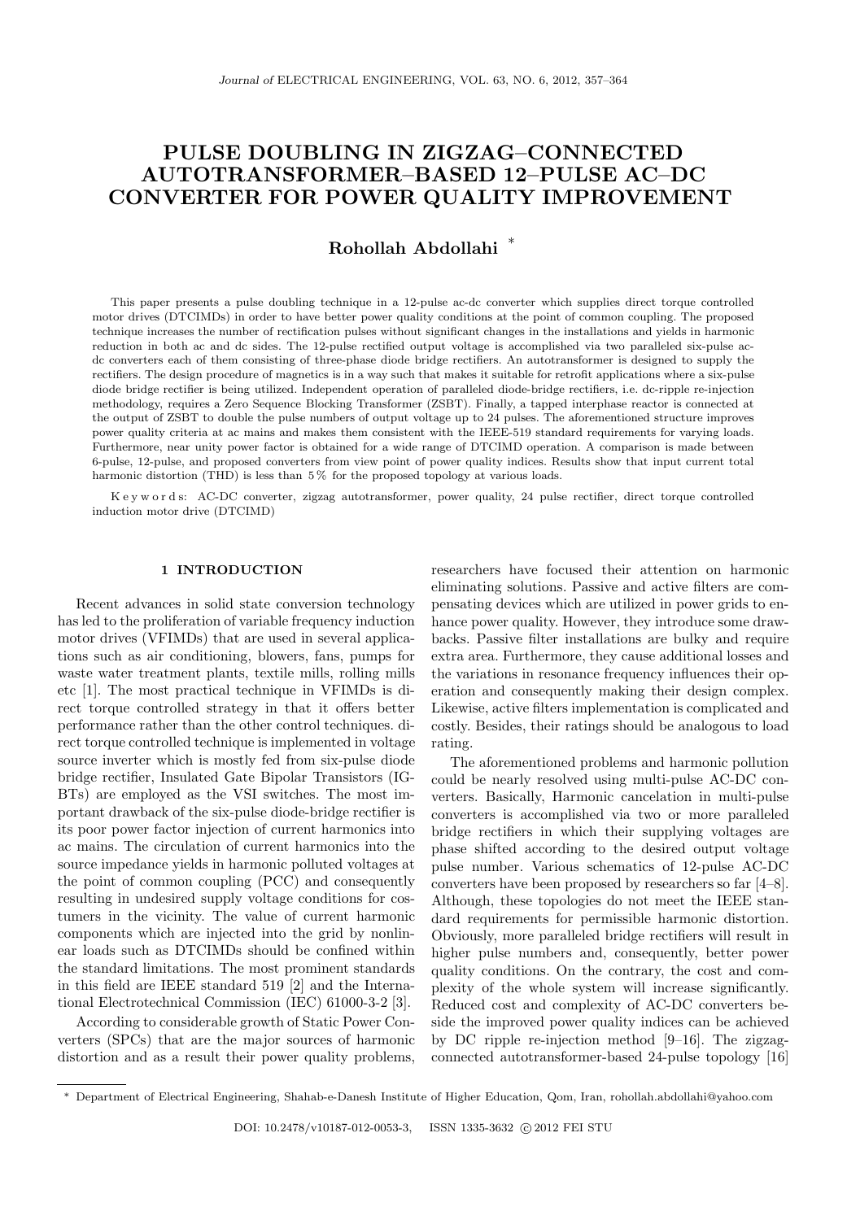# PULSE DOUBLING IN ZIGZAG–CONNECTED AUTOTRANSFORMER–BASED 12–PULSE AC–DC CONVERTER FOR POWER QUALITY IMPROVEMENT

**Rohollah Abdollahi** [*]

This paper presents a pulse doubling technique in a 12-pulse ac-dc converter which supplies direct torque controlled motor drives (DTCIMDs) in order to have better power quality conditions at the point of common coupling. The proposed technique increases the number of rectification pulses without significant changes in the installations and yields in harmonic reduction in both ac and dc sides. The 12-pulse rectified output voltage is accomplished via two paralleled six-pulse ac-dc converters each of them consisting of three-phase diode bridge rectifiers. An autotransformer is designed to supply the rectifiers. The design procedure of magnetics is in a way such that makes it suitable for retrofit applications where a six-pulse diode bridge rectifier is being utilized. Independent operation of paralleled diode-bridge rectifiers, i.e. dc-ripple re-injection methodology, requires a Zero Sequence Blocking Transformer (ZSBT). Finally, a tapped interphase reactor is connected at the output of ZSBT to double the pulse numbers of output voltage up to 24 pulses. The aforementioned structure improves power quality criteria at ac mains and makes them consistent with the IEEE-519 standard requirements for varying loads. Furthermore, near unity power factor is obtained for a wide range of DTCIMD operation. A comparison is made between 6-pulse, 12-pulse, and proposed converters from view point of power quality indices. Results show that input current total harmonic distortion (THD) is less than 5 % for the proposed topology at various loads.

Keywords: AC-DC converter, zigzag autotransformer, power quality, 24 pulse rectifier, direct torque controlled induction motor drive (DTCIMD)

## 1 INTRODUCTION

Recent advances in solid state conversion technology has led to the proliferation of variable frequency induction motor drives (VFIMDs) that are used in several applications such as air conditioning, blowers, fans, pumps for waste water treatment plants, textile mills, rolling mills etc [1]. The most practical technique in VFIMDs is direct torque controlled strategy in that it offers better performance rather than the other control techniques. direct torque controlled technique is implemented in voltage source inverter which is mostly fed from six-pulse diode bridge rectifier, Insulated Gate Bipolar Transistors (IGBTs) are employed as the VSI switches. The most important drawback of the six-pulse diode-bridge rectifier is its poor power factor injection of current harmonics into ac mains. The circulation of current harmonics into the source impedance yields in harmonic polluted voltages at the point of common coupling (PCC) and consequently resulting in undesired supply voltage conditions for costumers in the vicinity. The value of current harmonic components which are injected into the grid by nonlinear loads such as DTCIMDs should be confined within the standard limitations. The most prominent standards in this field are IEEE standard 519 [2] and the International Electrotechnical Commission (IEC) 61000-3-2 [3].

According to considerable growth of Static Power Converters (SPCs) that are the major sources of harmonic distortion and as a result their power quality problems, researchers have focused their attention on harmonic eliminating solutions. Passive and active filters are compensating devices which are utilized in power grids to enhance power quality. However, they introduce some drawbacks. Passive filter installations are bulky and require extra area. Furthermore, they cause additional losses and the variations in resonance frequency influences their operation and consequently making their design complex. Likewise, active filters implementation is complicated and costly. Besides, their ratings should be analogous to load rating.

The aforementioned problems and harmonic pollution could be nearly resolved using multi-pulse AC-DC converters. Basically, Harmonic cancelation in multi-pulse converters is accomplished via two or more paralleled bridge rectifiers in which their supplying voltages are phase shifted according to the desired output voltage pulse number. Various schematics of 12-pulse AC-DC converters have been proposed by researchers so far [4–8]. Although, these topologies do not meet the IEEE standard requirements for permissible harmonic distortion. Obviously, more paralleled bridge rectifiers will result in higher pulse numbers and, consequently, better power quality conditions. On the contrary, the cost and complexity of the whole system will increase significantly. Reduced cost and complexity of AC-DC converters beside the improved power quality indices can be achieved by DC ripple re-injection method [9–16]. The zigzag-connected autotransformer-based 24-pulse topology [16]

[*] Department of Electrical Engineering, Shahab-e-Danesh Institute of Higher Education, Qom, Iran, rohollah.abdollahi@yahoo.com

DOI: 10.2478/v10187-012-0053-3, ISSN 1335-3632 © 2012 FEI STU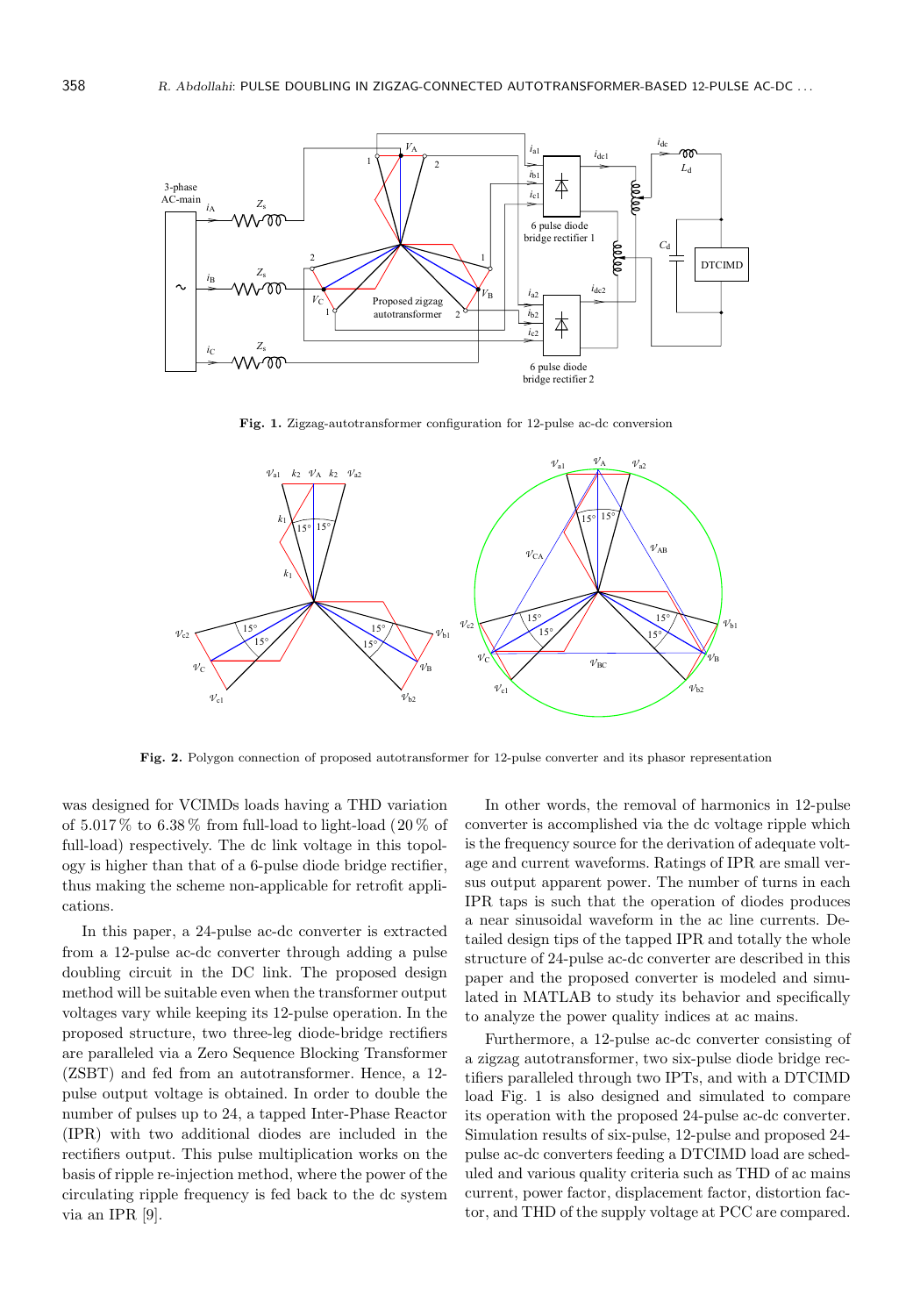Fig. 1. Zigzag-autotransformer configuration for 12-pulse ac-dc conversion

Fig. 2. Polygon connection of proposed autotransformer for 12-pulse converter and its phasor representation

was designed for VCIMDs loads having a THD variation of 5.017 % to 6.38 % from full-load to light-load (20 % of full-load) respectively. The dc link voltage in this topology is higher than that of a 6-pulse diode bridge rectifier, thus making the scheme non-applicable for retrofit applications.

In this paper, a 24-pulse ac-dc converter is extracted from a 12-pulse ac-dc converter through adding a pulse doubling circuit in the DC link. The proposed design method will be suitable even when the transformer output voltages vary while keeping its 12-pulse operation. In the proposed structure, two three-leg diode-bridge rectifiers are paralleled via a Zero Sequence Blocking Transformer (ZSBT) and fed from an autotransformer. Hence, a 12-pulse output voltage is obtained. In order to double the number of pulses up to 24, a tapped Inter-Phase Reactor (IPR) with two additional diodes are included in the rectifiers output. This pulse multiplication works on the basis of ripple re-injection method, where the power of the circulating ripple frequency is fed back to the dc system via an IPR [9].

In other words, the removal of harmonics in 12-pulse converter is accomplished via the dc voltage ripple which is the frequency source for the derivation of adequate voltage and current waveforms. Ratings of IPR are small versus output apparent power. The number of turns in each IPR taps is such that the operation of diodes produces a near sinusoidal waveform in the ac line currents. Detailed design tips of the tapped IPR and totally the whole structure of 24-pulse ac-dc converter are described in this paper and the proposed converter is modeled and simulated in MATLAB to study its behavior and specifically to analyze the power quality indices at ac mains.

Furthermore, a 12-pulse ac-dc converter consisting of a zigzag autotransformer, two six-pulse diode bridge rectifiers paralleled through two IPTs, and with a DTCIMD load Fig. 1 is also designed and simulated to compare its operation with the proposed 24-pulse ac-dc converter. Simulation results of six-pulse, 12-pulse and proposed 24-pulse ac-dc converters feeding a DTCIMD load are scheduled and various quality criteria such as THD of ac mains current, power factor, displacement factor, distortion factor, and THD of the supply voltage at PCC are compared.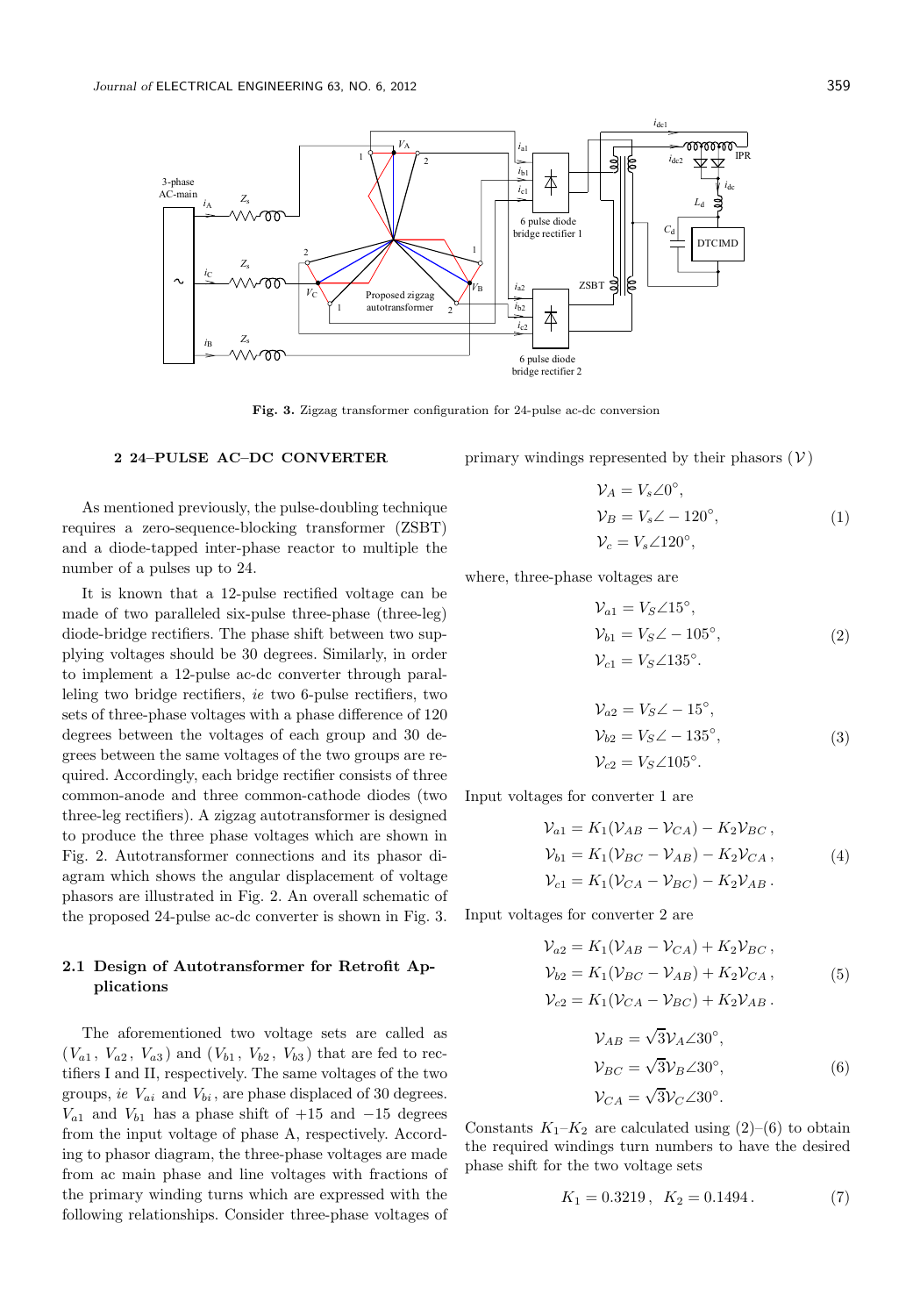Fig. 3. Zigzag transformer configuration for 24-pulse ac-dc conversion

## 2 24–PULSE AC–DC CONVERTER

As mentioned previously, the pulse-doubling technique requires a zero-sequence-blocking transformer (ZSBT) and a diode-tapped inter-phase reactor to multiple the number of a pulses up to 24.

It is known that a 12-pulse rectified voltage can be made of two paralleled six-pulse three-phase (three-leg) diode-bridge rectifiers. The phase shift between two supplying voltages should be 30 degrees. Similarly, in order to implement a 12-pulse ac-dc converter through paralleling two bridge rectifiers, *ie* two 6-pulse rectifiers, two sets of three-phase voltages with a phase difference of 120 degrees between the voltages of each group and 30 degrees between the same voltages of the two groups are required. Accordingly, each bridge rectifier consists of three common-anode and three common-cathode diodes (two three-leg rectifiers). A zigzag autotransformer is designed to produce the three phase voltages which are shown in Fig. 2. Autotransformer connections and its phasor diagram which shows the angular displacement of voltage phasors are illustrated in Fig. 2. An overall schematic of the proposed 24-pulse ac-dc converter is shown in Fig. 3.

### 2.1 Design of Autotransformer for Retrofit Applications

The aforementioned two voltage sets are called as $(V_{a1}, V_{a2}, V_{a3})$ and $(V_{b1}, V_{b2}, V_{b3})$ that are fed to rectifiers I and II, respectively. The same voltages of the two groups, *ie* $V_{ai}$ and $V_{bi}$, are phase displaced of 30 degrees. $V_{a1}$ and $V_{b1}$ has a phase shift of +15 and −15 degrees from the input voltage of phase A, respectively. According to phasor diagram, the three-phase voltages are made from ac main phase and line voltages with fractions of the primary winding turns which are expressed with the following relationships. Consider three-phase voltages of primary windings represented by their phasors ($\mathcal{V}$)

$$\begin{aligned}\mathcal{V}_A &= V_s\angle 0^\circ,\\ \mathcal{V}_B &= V_s\angle -120^\circ,\\ \mathcal{V}_c &= V_s\angle 120^\circ,\end{aligned} \tag{1}$$

where, three-phase voltages are

$$\begin{aligned}\mathcal{V}_{a1} &= V_S\angle 15^\circ,\\ \mathcal{V}_{b1} &= V_S\angle -105^\circ,\\ \mathcal{V}_{c1} &= V_S\angle 135^\circ.\end{aligned} \tag{2}$$

$$\begin{aligned}\mathcal{V}_{a2} &= V_S\angle -15^\circ,\\ \mathcal{V}_{b2} &= V_S\angle -135^\circ,\\ \mathcal{V}_{c2} &= V_S\angle 105^\circ.\end{aligned} \tag{3}$$

Input voltages for converter 1 are

$$\begin{aligned}\mathcal{V}_{a1} &= K_1(\mathcal{V}_{AB} - \mathcal{V}_{CA}) - K_2\mathcal{V}_{BC}\,,\\ \mathcal{V}_{b1} &= K_1(\mathcal{V}_{BC} - \mathcal{V}_{AB}) - K_2\mathcal{V}_{CA}\,,\\ \mathcal{V}_{c1} &= K_1(\mathcal{V}_{CA} - \mathcal{V}_{BC}) - K_2\mathcal{V}_{AB}\,.\end{aligned} \tag{4}$$

Input voltages for converter 2 are

$$\begin{aligned}\mathcal{V}_{a2} &= K_1(\mathcal{V}_{AB} - \mathcal{V}_{CA}) + K_2\mathcal{V}_{BC}\,,\\ \mathcal{V}_{b2} &= K_1(\mathcal{V}_{BC} - \mathcal{V}_{AB}) + K_2\mathcal{V}_{CA}\,,\\ \mathcal{V}_{c2} &= K_1(\mathcal{V}_{CA} - \mathcal{V}_{BC}) + K_2\mathcal{V}_{AB}\,.\end{aligned} \tag{5}$$

$$\begin{aligned}\mathcal{V}_{AB} &= \sqrt{3}\mathcal{V}_A\angle 30^\circ,\\ \mathcal{V}_{BC} &= \sqrt{3}\mathcal{V}_B\angle 30^\circ,\\ \mathcal{V}_{CA} &= \sqrt{3}\mathcal{V}_C\angle 30^\circ.\end{aligned} \tag{6}$$

Constants $K_1$–$K_2$ are calculated using (2)–(6) to obtain the required windings turn numbers to have the desired phase shift for the two voltage sets

$$K_1 = 0.3219\,,\quad K_2 = 0.1494\,. \tag{7}$$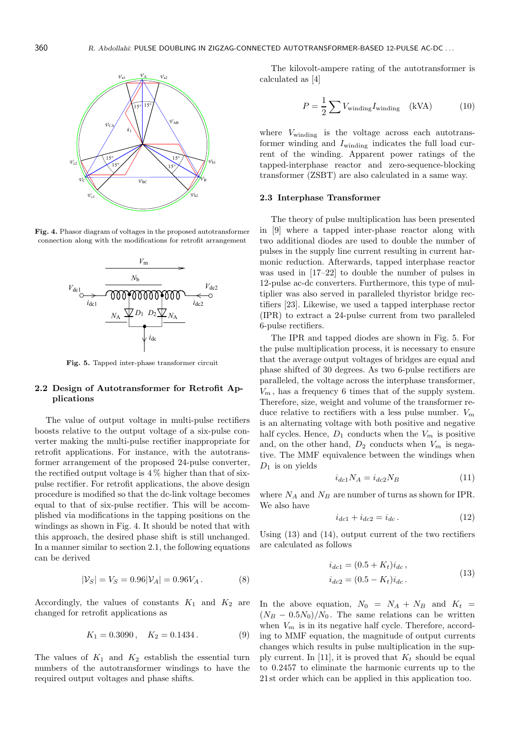Fig. 4. Phasor diagram of voltages in the proposed autotransformer connection along with the modifications for retrofit arrangement

Fig. 5. Tapped inter-phase transformer circuit

### 2.2 Design of Autotransformer for Retrofit Applications

The value of output voltage in multi-pulse rectifiers boosts relative to the output voltage of a six-pulse converter making the multi-pulse rectifier inappropriate for retrofit applications. For instance, with the autotransformer arrangement of the proposed 24-pulse converter, the rectified output voltage is 4% higher than that of six-pulse rectifier. For retrofit applications, the above design procedure is modified so that the dc-link voltage becomes equal to that of six-pulse rectifier. This will be accomplished via modifications in the tapping positions on the windings as shown in Fig. 4. It should be noted that with this approach, the desired phase shift is still unchanged. In a manner similar to section 2.1, the following equations can be derived

$$|\mathcal{V}_S| = V_S = 0.96|\mathcal{V}_A| = 0.96V_A\,. \tag{8}$$

Accordingly, the values of constants $K_1$ and $K_2$ are changed for retrofit applications as

$$K_1 = 0.3090\,, \quad K_2 = 0.1434\,. \tag{9}$$

The values of $K_1$ and $K_2$ establish the essential turn numbers of the autotransformer windings to have the required output voltages and phase shifts.

The kilovolt-ampere rating of the autotransformer is calculated as [4]

$$P = \frac{1}{2}\sum V_{\text{winding}} I_{\text{winding}} \quad (\text{kVA}) \tag{10}$$

where $V_{\text{winding}}$ is the voltage across each autotransformer winding and $I_{\text{winding}}$ indicates the full load current of the winding. Apparent power ratings of the tapped-interphase reactor and zero-sequence-blocking transformer (ZSBT) are also calculated in a same way.

### 2.3 Interphase Transformer

The theory of pulse multiplication has been presented in [9] where a tapped inter-phase reactor along with two additional diodes are used to double the number of pulses in the supply line current resulting in current harmonic reduction. Afterwards, tapped interphase reactor was used in [17–22] to double the number of pulses in 12-pulse ac-dc converters. Furthermore, this type of multiplier was also served in paralleled thyristor bridge rectifiers [23]. Likewise, we used a tapped interphase rector (IPR) to extract a 24-pulse current from two paralleled 6-pulse rectifiers.

The IPR and tapped diodes are shown in Fig. 5. For the pulse multiplication process, it is necessary to ensure that the average output voltages of bridges are equal and phase shifted of 30 degrees. As two 6-pulse rectifiers are paralleled, the voltage across the interphase transformer, $V_m$, has a frequency 6 times that of the supply system. Therefore, size, weight and volume of the transformer reduce relative to rectifiers with a less pulse number. $V_m$ is an alternating voltage with both positive and negative half cycles. Hence, $D_1$ conducts when the $V_m$ is positive and, on the other hand, $D_2$ conducts when $V_m$ is negative. The MMF equivalence between the windings when $D_1$ is on yields

$$i_{dc1}N_A = i_{dc2}N_B \tag{11}$$

where $N_A$ and $N_B$ are number of turns as shown for IPR. We also have

$$i_{dc1} + i_{dc2} = i_{dc}\,. \tag{12}$$

Using (13) and (14), output current of the two rectifiers are calculated as follows

$$\begin{aligned} i_{dc1} &= (0.5 + K_t)i_{dc}\,,\\ i_{dc2} &= (0.5 - K_t)i_{dc}\,. \end{aligned} \tag{13}$$

In the above equation, $N_0 = N_A + N_B$ and $K_t = (N_B - 0.5N_0)/N_0$. The same relations can be written when $V_m$ is in its negative half cycle. Therefore, according to MMF equation, the magnitude of output currents changes which results in pulse multiplication in the supply current. In [11], it is proved that $K_t$ should be equal to 0.2457 to eliminate the harmonic currents up to the 21st order which can be applied in this application too.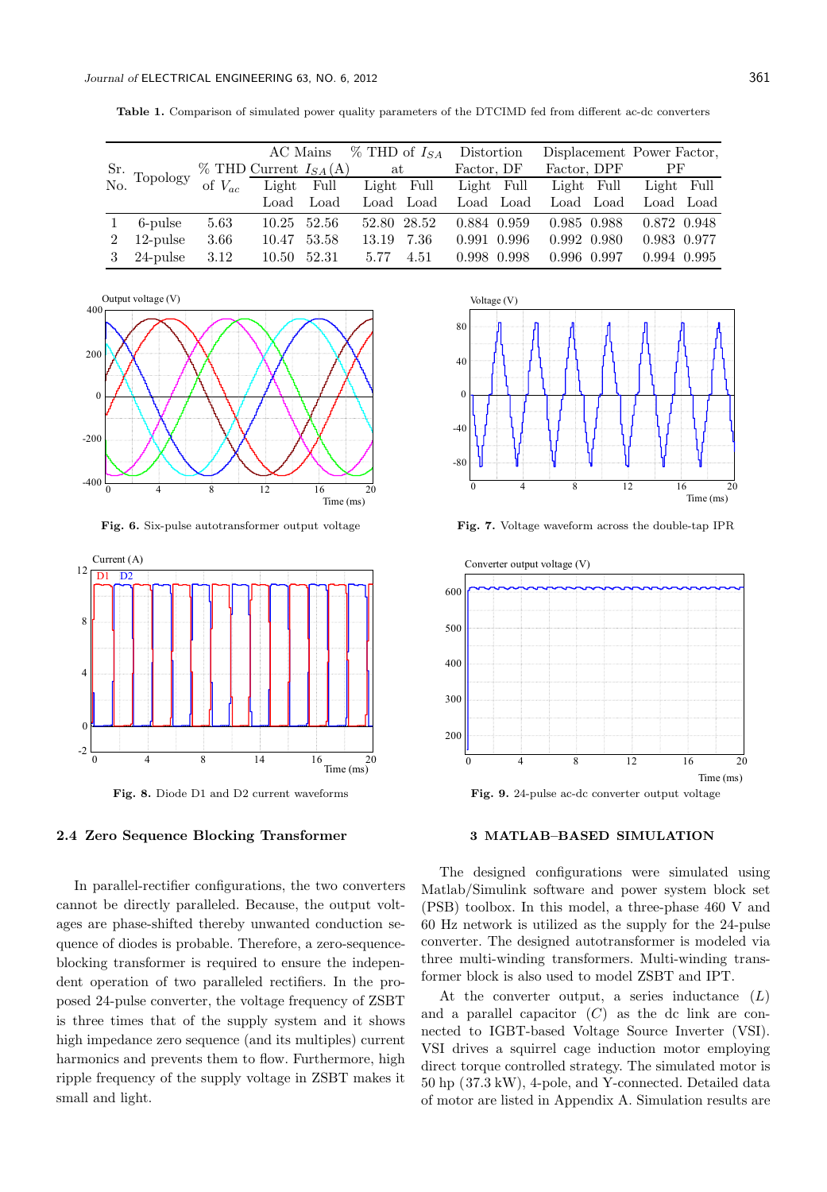**Table 1.** Comparison of simulated power quality parameters of the DTCIMD fed from different ac-dc converters

| Sr. No. | Topology | % THD of $V_{ac}$ | AC Mains Current $I_{SA}$ (A) | | % THD of $I_{SA}$ at | | Distortion Factor, DF | | Displacement Factor, DPF | | Power Factor, PF | |
|---|---|---|---|---|---|---|---|---|---|---|---|---|
| | | | Light Load | Full Load | Light Load | Full Load | Light Load | Full Load | Light Load | Full Load | Light Load | Full Load |
| 1 | 6-pulse | 5.63 | 10.25 | 52.56 | 52.80 | 28.52 | 0.884 | 0.959 | 0.985 | 0.988 | 0.872 | 0.948 |
| 2 | 12-pulse | 3.66 | 10.47 | 53.58 | 13.19 | 7.36 | 0.991 | 0.996 | 0.992 | 0.980 | 0.983 | 0.977 |
| 3 | 24-pulse | 3.12 | 10.50 | 52.31 | 5.77 | 4.51 | 0.998 | 0.998 | 0.996 | 0.997 | 0.994 | 0.995 |

**Fig. 6.** Six-pulse autotransformer output voltage

**Fig. 7.** Voltage waveform across the double-tap IPR

**Fig. 8.** Diode D1 and D2 current waveforms

**Fig. 9.** 24-pulse ac-dc converter output voltage

### 2.4 Zero Sequence Blocking Transformer

In parallel-rectifier configurations, the two converters cannot be directly paralleled. Because, the output voltages are phase-shifted thereby unwanted conduction sequence of diodes is probable. Therefore, a zero-sequence-blocking transformer is required to ensure the independent operation of two paralleled rectifiers. In the proposed 24-pulse converter, the voltage frequency of ZSBT is three times that of the supply system and it shows high impedance zero sequence (and its multiples) current harmonics and prevents them to flow. Furthermore, high ripple frequency of the supply voltage in ZSBT makes it small and light.

## 3 MATLAB–BASED SIMULATION

The designed configurations were simulated using Matlab/Simulink software and power system block set (PSB) toolbox. In this model, a three-phase 460 V and 60 Hz network is utilized as the supply for the 24-pulse converter. The designed autotransformer is modeled via three multi-winding transformers. Multi-winding transformer block is also used to model ZSBT and IPT.

At the converter output, a series inductance ($L$) and a parallel capacitor ($C$) as the dc link are connected to IGBT-based Voltage Source Inverter (VSI). VSI drives a squirrel cage induction motor employing direct torque controlled strategy. The simulated motor is 50 hp (37.3 kW), 4-pole, and Y-connected. Detailed data of motor are listed in Appendix A. Simulation results are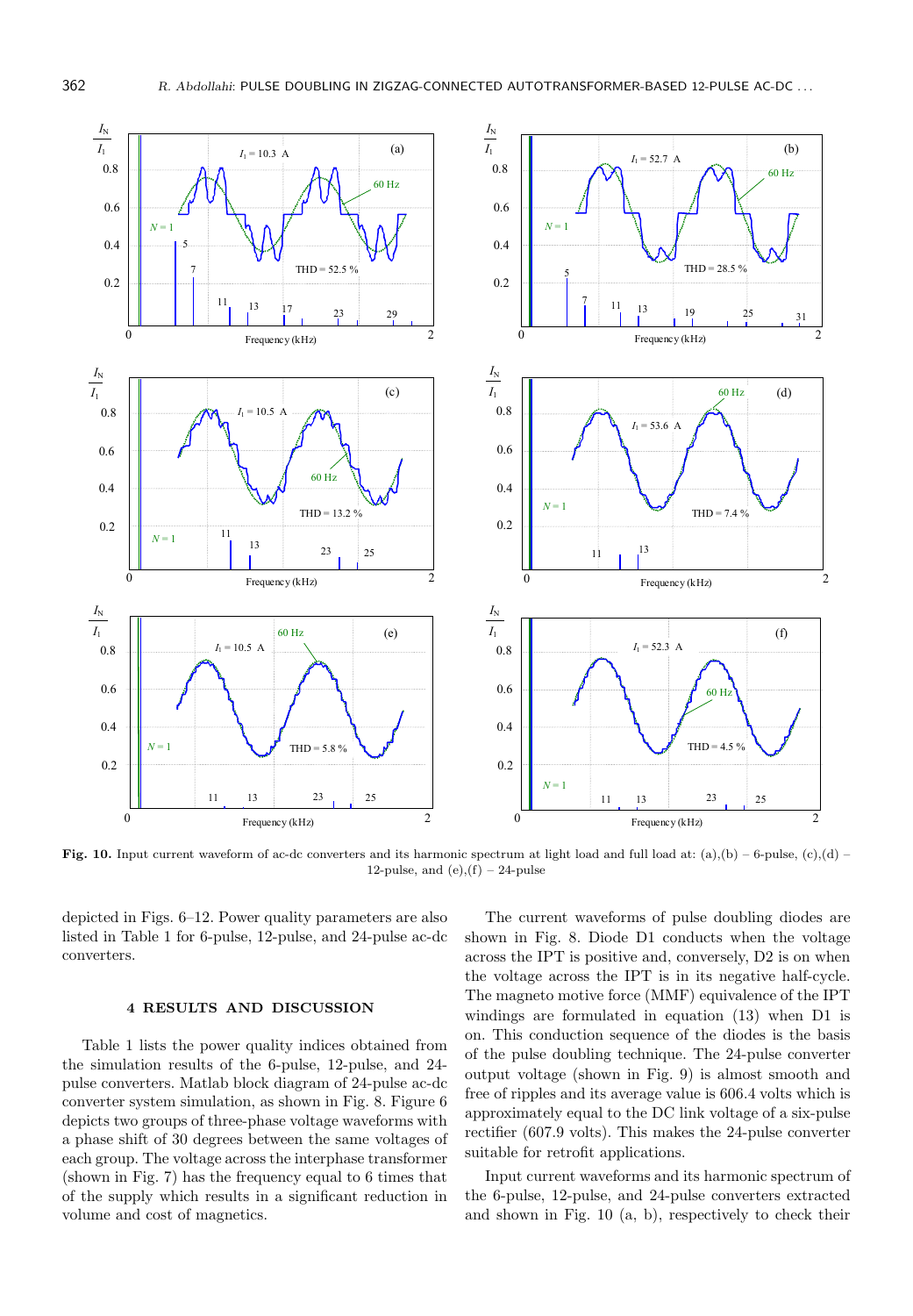**Fig. 10.** Input current waveform of ac-dc converters and its harmonic spectrum at light load and full load at: (a),(b) – 6-pulse, (c),(d) – 12-pulse, and (e),(f) – 24-pulse

depicted in Figs. 6–12. Power quality parameters are also listed in Table 1 for 6-pulse, 12-pulse, and 24-pulse ac-dc converters.

## 4 RESULTS AND DISCUSSION

Table 1 lists the power quality indices obtained from the simulation results of the 6-pulse, 12-pulse, and 24-pulse converters. Matlab block diagram of 24-pulse ac-dc converter system simulation, as shown in Fig. 8. Figure 6 depicts two groups of three-phase voltage waveforms with a phase shift of 30 degrees between the same voltages of each group. The voltage across the interphase transformer (shown in Fig. 7) has the frequency equal to 6 times that of the supply which results in a significant reduction in volume and cost of magnetics.

The current waveforms of pulse doubling diodes are shown in Fig. 8. Diode D1 conducts when the voltage across the IPT is positive and, conversely, D2 is on when the voltage across the IPT is in its negative half-cycle. The magneto motive force (MMF) equivalence of the IPT windings are formulated in equation (13) when D1 is on. This conduction sequence of the diodes is the basis of the pulse doubling technique. The 24-pulse converter output voltage (shown in Fig. 9) is almost smooth and free of ripples and its average value is 606.4 volts which is approximately equal to the DC link voltage of a six-pulse rectifier (607.9 volts). This makes the 24-pulse converter suitable for retrofit applications.

Input current waveforms and its harmonic spectrum of the 6-pulse, 12-pulse, and 24-pulse converters extracted and shown in Fig. 10 (a, b), respectively to check their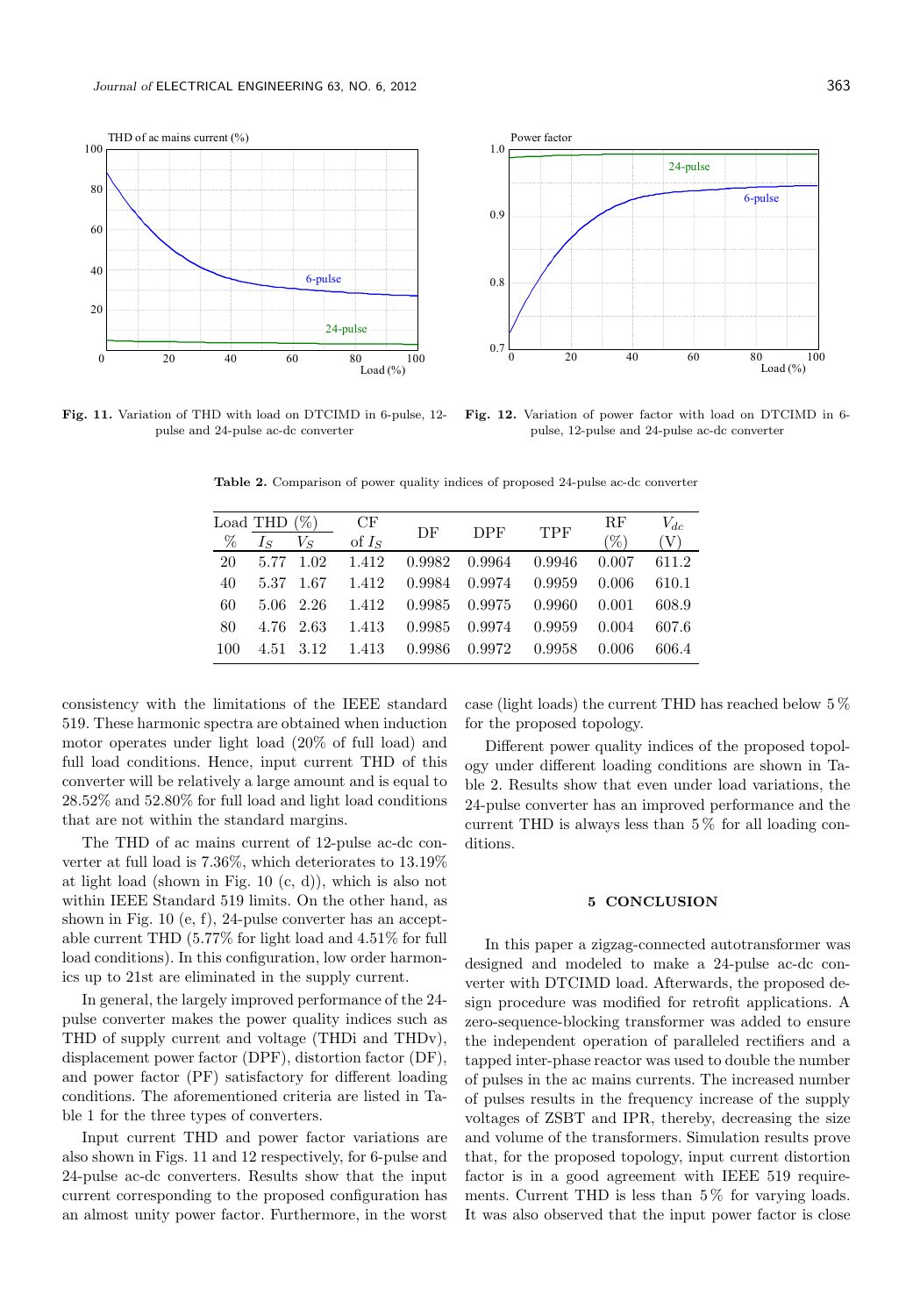Fig. 11. Variation of THD with load on DTCIMD in 6-pulse, 12-pulse and 24-pulse ac-dc converter

Fig. 12. Variation of power factor with load on DTCIMD in 6-pulse, 12-pulse and 24-pulse ac-dc converter

**Table 2.** Comparison of power quality indices of proposed 24-pulse ac-dc converter

| Load % | THD (%) $I_S$ | THD (%) $V_S$ | CF of $I_S$ | DF | DPF | TPF | RF (%) | $V_{dc}$ (V) |
|---|---|---|---|---|---|---|---|---|
| 20 | 5.77 | 1.02 | 1.412 | 0.9982 | 0.9964 | 0.9946 | 0.007 | 611.2 |
| 40 | 5.37 | 1.67 | 1.412 | 0.9984 | 0.9974 | 0.9959 | 0.006 | 610.1 |
| 60 | 5.06 | 2.26 | 1.412 | 0.9985 | 0.9975 | 0.9960 | 0.001 | 608.9 |
| 80 | 4.76 | 2.63 | 1.413 | 0.9985 | 0.9974 | 0.9959 | 0.004 | 607.6 |
| 100 | 4.51 | 3.12 | 1.413 | 0.9986 | 0.9972 | 0.9958 | 0.006 | 606.4 |

consistency with the limitations of the IEEE standard 519. These harmonic spectra are obtained when induction motor operates under light load (20% of full load) and full load conditions. Hence, input current THD of this converter will be relatively a large amount and is equal to 28.52% and 52.80% for full load and light load conditions that are not within the standard margins.

The THD of ac mains current of 12-pulse ac-dc converter at full load is 7.36%, which deteriorates to 13.19% at light load (shown in Fig. 10 (c, d)), which is also not within IEEE Standard 519 limits. On the other hand, as shown in Fig. 10 (e, f), 24-pulse converter has an acceptable current THD (5.77% for light load and 4.51% for full load conditions). In this configuration, low order harmonics up to 21st are eliminated in the supply current.

In general, the largely improved performance of the 24-pulse converter makes the power quality indices such as THD of supply current and voltage (THDi and THDv), displacement power factor (DPF), distortion factor (DF), and power factor (PF) satisfactory for different loading conditions. The aforementioned criteria are listed in Table 1 for the three types of converters.

Input current THD and power factor variations are also shown in Figs. 11 and 12 respectively, for 6-pulse and 24-pulse ac-dc converters. Results show that the input current corresponding to the proposed configuration has an almost unity power factor. Furthermore, in the worst case (light loads) the current THD has reached below 5 % for the proposed topology.

Different power quality indices of the proposed topology under different loading conditions are shown in Table 2. Results show that even under load variations, the 24-pulse converter has an improved performance and the current THD is always less than 5 % for all loading conditions.

## 5 CONCLUSION

In this paper a zigzag-connected autotransformer was designed and modeled to make a 24-pulse ac-dc converter with DTCIMD load. Afterwards, the proposed design procedure was modified for retrofit applications. A zero-sequence-blocking transformer was added to ensure the independent operation of paralleled rectifiers and a tapped inter-phase reactor was used to double the number of pulses in the ac mains currents. The increased number of pulses results in the frequency increase of the supply voltages of ZSBT and IPR, thereby, decreasing the size and volume of the transformers. Simulation results prove that, for the proposed topology, input current distortion factor is in a good agreement with IEEE 519 requirements. Current THD is less than 5 % for varying loads. It was also observed that the input power factor is close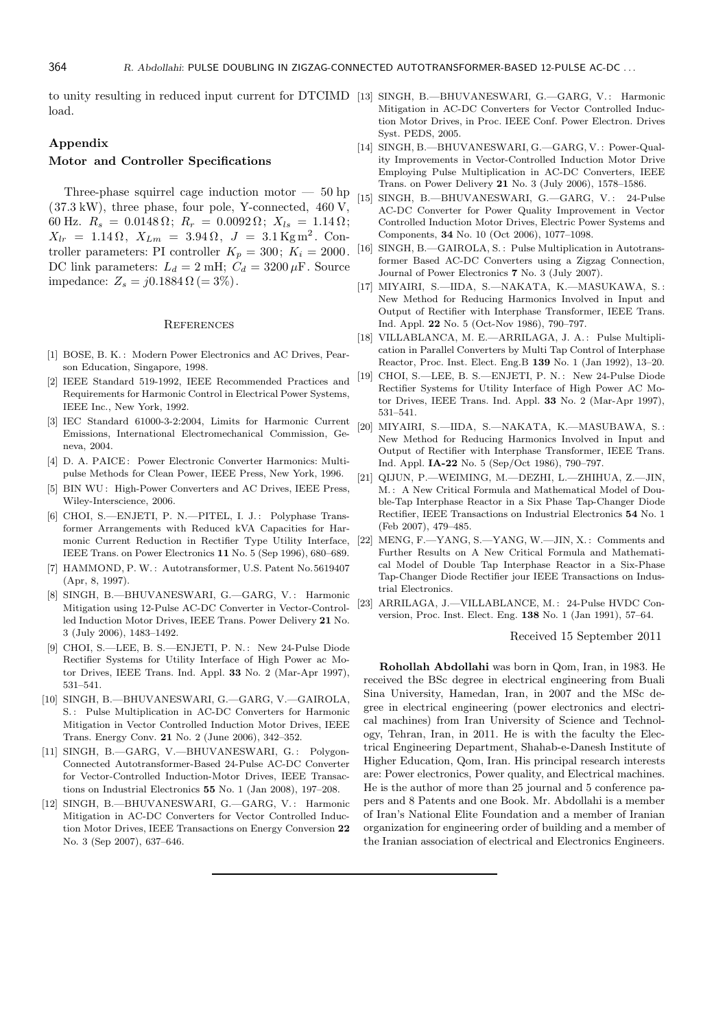to unity resulting in reduced input current for DTCIMD load.

## Appendix

### Motor and Controller Specifications

Three-phase squirrel cage induction motor — 50 hp (37.3 kW), three phase, four pole, Y-connected, 460 V, 60 Hz. $R_s = 0.0148\,\Omega$; $R_r = 0.0092\,\Omega$; $X_{ls} = 1.14\,\Omega$; $X_{lr} = 1.14\,\Omega$, $X_{Lm} = 3.94\,\Omega$, $J = 3.1\,\mathrm{Kg\,m^2}$. Controller parameters: PI controller $K_p = 300$; $K_i = 2000$. DC link parameters: $L_d = 2$ mH; $C_d = 3200\,\mu$F. Source impedance: $Z_s = j0.1884\,\Omega\,(= 3\%)$.

## References

[1] BOSE, B. K.: Modern Power Electronics and AC Drives, Pearson Education, Singapore, 1998.

[2] IEEE Standard 519-1992, IEEE Recommended Practices and Requirements for Harmonic Control in Electrical Power Systems, IEEE Inc., New York, 1992.

[3] IEC Standard 61000-3-2:2004, Limits for Harmonic Current Emissions, International Electromechanical Commission, Geneva, 2004.

[4] D. A. PAICE: Power Electronic Converter Harmonics: Multipulse Methods for Clean Power, IEEE Press, New York, 1996.

[5] BIN WU: High-Power Converters and AC Drives, IEEE Press, Wiley-Interscience, 2006.

[6] CHOI, S.—ENJETI, P. N.—PITEL, I. J.: Polyphase Transformer Arrangements with Reduced kVA Capacities for Harmonic Current Reduction in Rectifier Type Utility Interface, IEEE Trans. on Power Electronics **11** No. 5 (Sep 1996), 680–689.

[7] HAMMOND, P. W.: Autotransformer, U.S. Patent No.5619407 (Apr, 8, 1997).

[8] SINGH, B.—BHUVANESWARI, G.—GARG, V.: Harmonic Mitigation using 12-Pulse AC-DC Converter in Vector-Controlled Induction Motor Drives, IEEE Trans. Power Delivery **21** No. 3 (July 2006), 1483–1492.

[9] CHOI, S.—LEE, B. S.—ENJETI, P. N.: New 24-Pulse Diode Rectifier Systems for Utility Interface of High Power ac Motor Drives, IEEE Trans. Ind. Appl. **33** No. 2 (Mar-Apr 1997), 531–541.

[10] SINGH, B.—BHUVANESWARI, G.—GARG, V.—GAIROLA, S.: Pulse Multiplication in AC-DC Converters for Harmonic Mitigation in Vector Controlled Induction Motor Drives, IEEE Trans. Energy Conv. **21** No. 2 (June 2006), 342–352.

[11] SINGH, B.—GARG, V.—BHUVANESWARI, G.: Polygon-Connected Autotransformer-Based 24-Pulse AC-DC Converter for Vector-Controlled Induction-Motor Drives, IEEE Transactions on Industrial Electronics **55** No. 1 (Jan 2008), 197–208.

[12] SINGH, B.—BHUVANESWARI, G.—GARG, V.: Harmonic Mitigation in AC-DC Converters for Vector Controlled Induction Motor Drives, IEEE Transactions on Energy Conversion **22** No. 3 (Sep 2007), 637–646.

[13] SINGH, B.—BHUVANESWARI, G.—GARG, V.: Harmonic Mitigation in AC-DC Converters for Vector Controlled Induction Motor Drives, in Proc. IEEE Conf. Power Electron. Drives Syst. PEDS, 2005.

[14] SINGH, B.—BHUVANESWARI, G.—GARG, V.: Power-Quality Improvements in Vector-Controlled Induction Motor Drive Employing Pulse Multiplication in AC-DC Converters, IEEE Trans. on Power Delivery **21** No. 3 (July 2006), 1578–1586.

[15] SINGH, B.—BHUVANESWARI, G.—GARG, V.: 24-Pulse AC-DC Converter for Power Quality Improvement in Vector Controlled Induction Motor Drives, Electric Power Systems and Components, **34** No. 10 (Oct 2006), 1077–1098.

[16] SINGH, B.—GAIROLA, S.: Pulse Multiplication in Autotransformer Based AC-DC Converters using a Zigzag Connection, Journal of Power Electronics **7** No. 3 (July 2007).

[17] MIYAIRI, S.—IIDA, S.—NAKATA, K.—MASUKAWA, S.: New Method for Reducing Harmonics Involved in Input and Output of Rectifier with Interphase Transformer, IEEE Trans. Ind. Appl. **22** No. 5 (Oct-Nov 1986), 790–797.

[18] VILLABLANCA, M. E.—ARRILAGA, J. A.: Pulse Multiplication in Parallel Converters by Multi Tap Control of Interphase Reactor, Proc. Inst. Elect. Eng.B **139** No. 1 (Jan 1992), 13–20.

[19] CHOI, S.—LEE, B. S.—ENJETI, P. N.: New 24-Pulse Diode Rectifier Systems for Utility Interface of High Power AC Motor Drives, IEEE Trans. Ind. Appl. **33** No. 2 (Mar-Apr 1997), 531–541.

[20] MIYAIRI, S.—IIDA, S.—NAKATA, K.—MASUBAWA, S.: New Method for Reducing Harmonics Involved in Input and Output of Rectifier with Interphase Transformer, IEEE Trans. Ind. Appl. **IA-22** No. 5 (Sep/Oct 1986), 790–797.

[21] QIJUN, P.—WEIMING, M.—DEZHI, L.—ZHIHUA, Z.—JIN, M.: A New Critical Formula and Mathematical Model of Double-Tap Interphase Reactor in a Six Phase Tap-Changer Diode Rectifier, IEEE Transactions on Industrial Electronics **54** No. 1 (Feb 2007), 479–485.

[22] MENG, F.—YANG, S.—YANG, W.—JIN, X.: Comments and Further Results on A New Critical Formula and Mathematical Model of Double Tap Interphase Reactor in a Six-Phase Tap-Changer Diode Rectifier jour IEEE Transactions on Industrial Electronics.

[23] ARRILAGA, J.—VILLABLANCE, M.: 24-Pulse HVDC Conversion, Proc. Inst. Elect. Eng. **138** No. 1 (Jan 1991), 57–64.

Received 15 September 2011

**Rohollah Abdollahi** was born in Qom, Iran, in 1983. He received the BSc degree in electrical engineering from Buali Sina University, Hamedan, Iran, in 2007 and the MSc degree in electrical engineering (power electronics and electrical machines) from Iran University of Science and Technology, Tehran, Iran, in 2011. He is with the faculty the Electrical Engineering Department, Shahab-e-Danesh Institute of Higher Education, Qom, Iran. His principal research interests are: Power electronics, Power quality, and Electrical machines. He is the author of more than 25 journal and 5 conference papers and 8 Patents and one Book. Mr. Abdollahi is a member of Iran's National Elite Foundation and a member of Iranian organization for engineering order of building and a member of the Iranian association of electrical and Electronics Engineers.